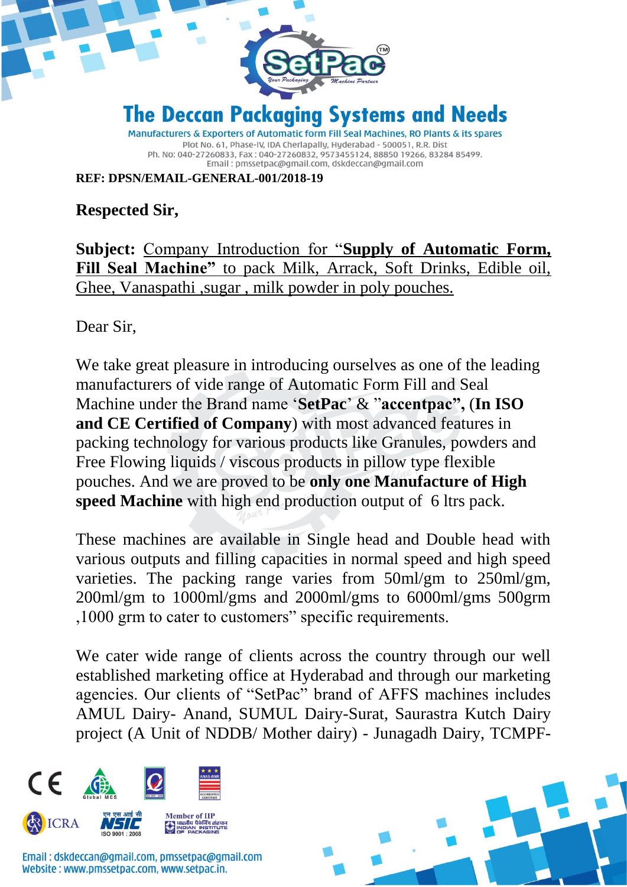# The Deccan Packaging Systems and Needs

Manufacturers & Exporters of Automatic form Fill Seal Machines, RO Plants & its spares

Plot No. 61, Phase-IV, IDA Cherlapally, Hyderabad - 500051, R.R. Dist

Ph. No: 040-27260833, Fax : 040-27260832, 9573455124, 88850 19266, 83284 85499.

Email : pmssetpac@gmail.com, dskdeccan@gmail.com

**REF: DPSN/EMAIL-GENERAL-001/2018-19**

**Respected Sir,**

**Subject:** Company Introduction for "**Supply of Automatic Form, Fill Seal Machine"** to pack Milk, Arrack, Soft Drinks, Edible oil, Ghee, Vanaspathi ,sugar , milk powder in poly pouches.

Dear Sir,

We take great pleasure in introducing ourselves as one of the leading manufacturers of vide range of Automatic Form Fill and Seal Machine under the Brand name '**SetPac**' & "**accentpac", (In ISO and CE Certified of Company**) with most advanced features in packing technology for various products like Granules, powders and Free Flowing liquids / viscous products in pillow type flexible pouches. And we are proved to be **only one Manufacture of High speed Machine** with high end production output of 6 ltrs pack.

These machines are available in Single head and Double head with various outputs and filling capacities in normal speed and high speed varieties. The packing range varies from 50ml/gm to 250ml/gm, 200ml/gm to 1000ml/gms and 2000ml/gms to 6000ml/gms 500grm ,1000 grm to cater to customers" specific requirements.

We cater wide range of clients across the country through our well established marketing office at Hyderabad and through our marketing agencies. Our clients of "SetPac" brand of AFFS machines includes AMUL Dairy- Anand, SUMUL Dairy-Surat, Saurastra Kutch Dairy project (A Unit of NDDB/ Mother dairy) - Junagadh Dairy, TCMPF-

Email : dskdeccan@gmail.com, pmssetpac@gmail.com

Website : www.pmssetpac.com, www.setpac.in.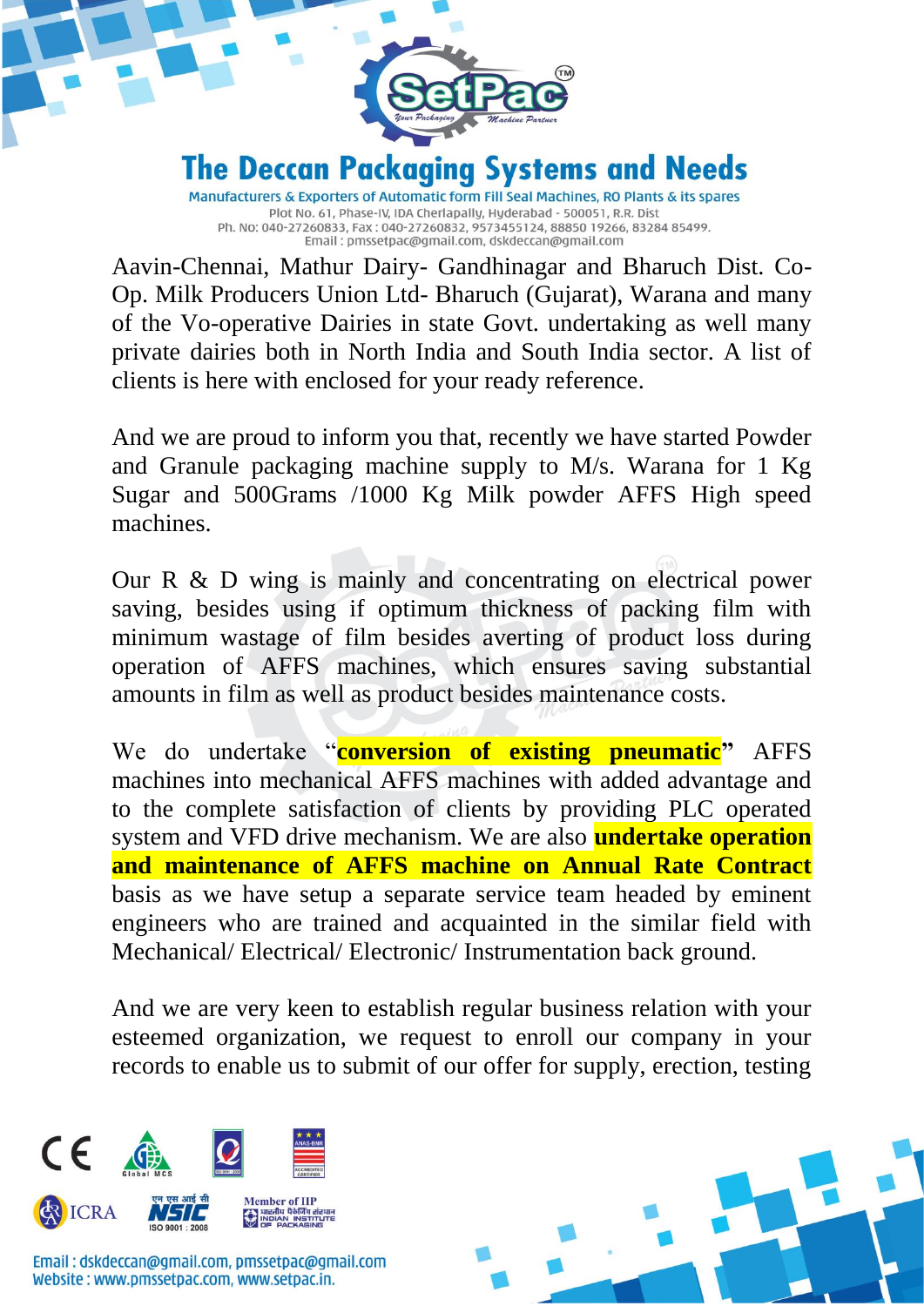Aavin-Chennai, Mathur Dairy- Gandhinagar and Bharuch Dist. Co-Op. Milk Producers Union Ltd- Bharuch (Gujarat), Warana and many of the Vo-operative Dairies in state Govt. undertaking as well many private dairies both in North India and South India sector. A list of clients is here with enclosed for your ready reference.

And we are proud to inform you that, recently we have started Powder and Granule packaging machine supply to M/s. Warana for 1 Kg Sugar and 500Grams /1000 Kg Milk powder AFFS High speed machines.

Our R & D wing is mainly and concentrating on electrical power saving, besides using if optimum thickness of packing film with minimum wastage of film besides averting of product loss during operation of AFFS machines, which ensures saving substantial amounts in film as well as product besides maintenance costs.

We do undertake "**conversion of existing pneumatic**" AFFS machines into mechanical AFFS machines with added advantage and to the complete satisfaction of clients by providing PLC operated system and VFD drive mechanism. We are also **undertake operation and maintenance of AFFS machine on Annual Rate Contract** basis as we have setup a separate service team headed by eminent engineers who are trained and acquainted in the similar field with Mechanical/ Electrical/ Electronic/ Instrumentation back ground.

And we are very keen to establish regular business relation with your esteemed organization, we request to enroll our company in your records to enable us to submit of our offer for supply, erection, testing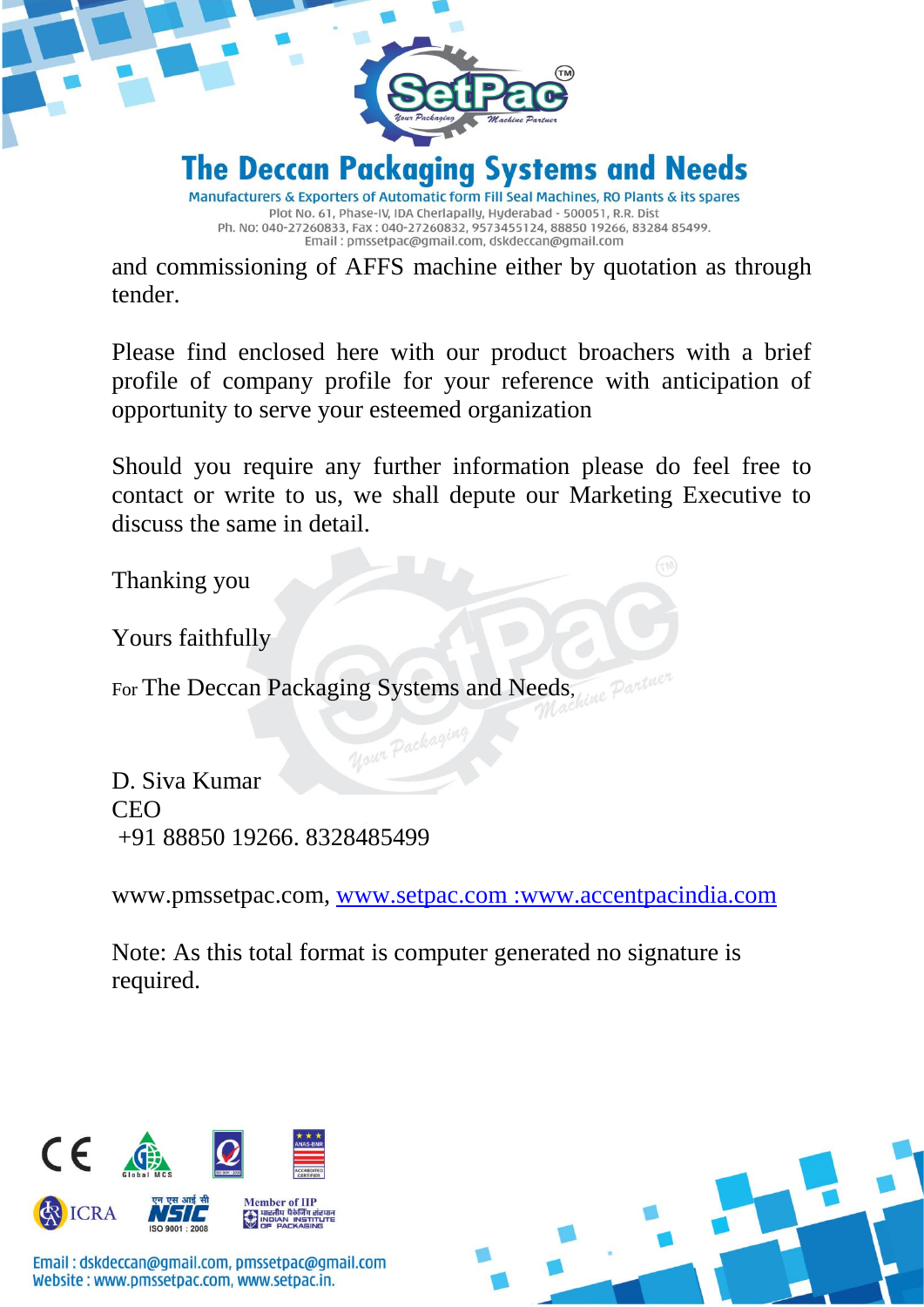and commissioning of AFFS machine either by quotation as through tender.

Please find enclosed here with our product broachers with a brief profile of company profile for your reference with anticipation of opportunity to serve your esteemed organization

Should you require any further information please do feel free to contact or write to us, we shall depute our Marketing Executive to discuss the same in detail.

Thanking you

Yours faithfully

For The Deccan Packaging Systems and Needs,

D. Siva Kumar
CEO
+91 88850 19266. 8328485499

www.pmssetpac.com, www.setpac.com :www.accentpacindia.com

Note: As this total format is computer generated no signature is required.